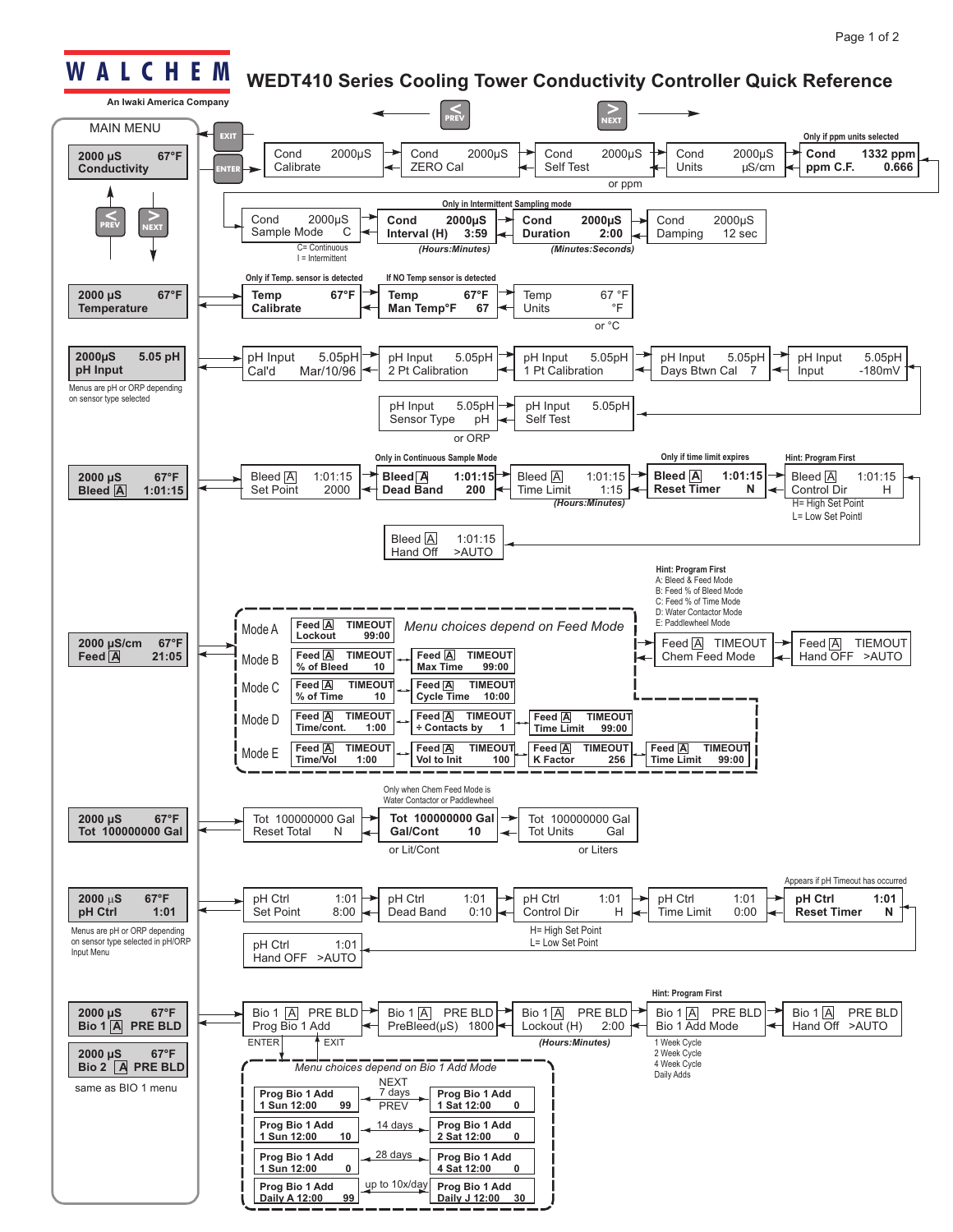WALCHEM

An Iwaki America Company

# WEDT410 Series Cooling Tower Conductivity Controller Quick Reference

← PREV  NEXT →

## MAIN MENU

Keys: EXIT, ENTER, PREV, NEXT

### 2000 µS 67°F Conductivity

- Cond 2000µS Calibrate
- Cond 2000µS ZERO Cal
- Cond 2000µS Self Test
- Cond 2000µS Units µS/cm (or ppm)
- Only if ppm units selected: **Cond 1332 ppm / ppm C.F. 0.666**
- Cond 2000µS Sample Mode C (C= Continuous, I = Intermittent)
- Only in Intermittent Sampling mode: **Cond 2000µS Interval (H) 3:59** *(Hours:Minutes)*
- Only in Intermittent Sampling mode: **Cond 2000µS Duration 2:00** *(Minutes:Seconds)*
- Cond 2000µS Damping 12 sec

### 2000 µS 67°F Temperature

- Only if Temp. sensor is detected: **Temp 67°F Calibrate**
- If NO Temp sensor is detected: **Temp 67°F Man Temp°F 67**
- Temp 67 °F Units °F (or °C)

### 2000µS 5.05 pH pH Input

Menus are pH or ORP depending on sensor type selected

- pH Input 5.05pH Cal'd Mar/10/96
- pH Input 5.05pH 2 Pt Calibration
- pH Input 5.05pH 1 Pt Calibration
- pH Input 5.05pH Days Btwn Cal 7
- pH Input 5.05pH Input -180mV
- pH Input 5.05pH Sensor Type pH (or ORP)
- pH Input 5.05pH Self Test

### 2000 µS 67°F Bleed [A] 1:01:15

- Bleed [A] 1:01:15 Set Point 2000
- Only in Continuous Sample Mode: **Bleed [A] 1:01:15 Dead Band 200**
- Bleed [A] 1:01:15 Time Limit 1:15 *(Hours:Minutes)*
- Only if time limit expires: **Bleed [A] 1:01:15 Reset Timer N**
- Hint: Program First — Bleed [A] 1:01:15 Control Dir H (H= High Set Point, L= Low Set Pointl)
- Bleed [A] 1:01:15 Hand Off >AUTO

### 2000 µS/cm 67°F Feed [A] 21:05

*Menu choices depend on Feed Mode*

- Mode A: Feed [A] TIMEOUT Lockout 99:00
- Mode B: Feed [A] TIMEOUT % of Bleed 10 → Feed [A] TIMEOUT Max Time 99:00
- Mode C: Feed [A] TIMEOUT % of Time 10 → Feed [A] TIMEOUT Cycle Time 10:00
- Mode D: Feed [A] TIMEOUT Time/cont. 1:00 → Feed [A] TIMEOUT ÷ Contacts by 1 → Feed [A] TIMEOUT Time Limit 99:00
- Mode E: Feed [A] TIMEOUT Time/Vol 1:00 → Feed [A] TIMEOUT Vol to Init 100 → Feed [A] TIMEOUT K Factor 256 → Feed [A] TIMEOUT Time Limit 99:00
- Feed [A] TIMEOUT Chem Feed Mode

  Hint: Program First
  A: Bleed & Feed Mode
  B: Feed % of Bleed Mode
  C: Feed % of Time Mode
  D: Water Contactor Mode
  E: Paddlewheel Mode
- Feed [A] TIEMOUT Hand OFF >AUTO

### 2000 µS 67°F Tot 100000000 Gal

- Tot 100000000 Gal Reset Total N
- Only when Chem Feed Mode is Water Contactor or Paddlewheel: **Tot 100000000 Gal Gal/Cont 10** (or Lit/Cont)
- Tot 100000000 Gal Tot Units Gal (or Liters)

### 2000 µS 67°F pH Ctrl 1:01

Menus are pH or ORP depending on sensor type selected in pH/ORP Input Menu

- pH Ctrl 1:01 Set Point 8:00
- pH Ctrl 1:01 Dead Band 0:10
- pH Ctrl 1:01 Control Dir H (H= High Set Point, L= Low Set Point)
- pH Ctrl 1:01 Time Limit 0:00
- Appears if pH Timeout has occurred: **pH Ctrl 1:01 Reset Timer N**
- pH Ctrl 1:01 Hand OFF >AUTO

### 2000 µS 67°F Bio 1 [A] PRE BLD

- Bio 1 [A] PRE BLD Prog Bio 1 Add (ENTER / EXIT)
- Bio 1 [A] PRE BLD PreBleed(µS) 1800
- Bio 1 [A] PRE BLD Lockout (H) 2:00 *(Hours:Minutes)*
- Hint: Program First — Bio 1 [A] PRE BLD Bio 1 Add Mode (1 Week Cycle, 2 Week Cycle, 4 Week Cycle, Daily Adds)
- Bio 1 [A] PRE BLD Hand Off >AUTO

*Menu choices depend on Bio 1 Add Mode*

| | | |
|---|---|---|
| **Prog Bio 1 Add 1 Sun 12:00 99** | NEXT 7 days PREV | **Prog Bio 1 Add 1 Sat 12:00 0** |
| **Prog Bio 1 Add 1 Sun 12:00 10** | 14 days | **Prog Bio 1 Add 2 Sat 12:00 0** |
| **Prog Bio 1 Add 1 Sun 12:00 0** | 28 days | **Prog Bio 1 Add 4 Sat 12:00 0** |
| **Prog Bio 1 Add Daily A 12:00 99** | up to 10x/day | **Prog Bio 1 Add Daily J 12:00 30** |

### 2000 µS 67°F Bio 2 [A] PRE BLD

same as BIO 1 menu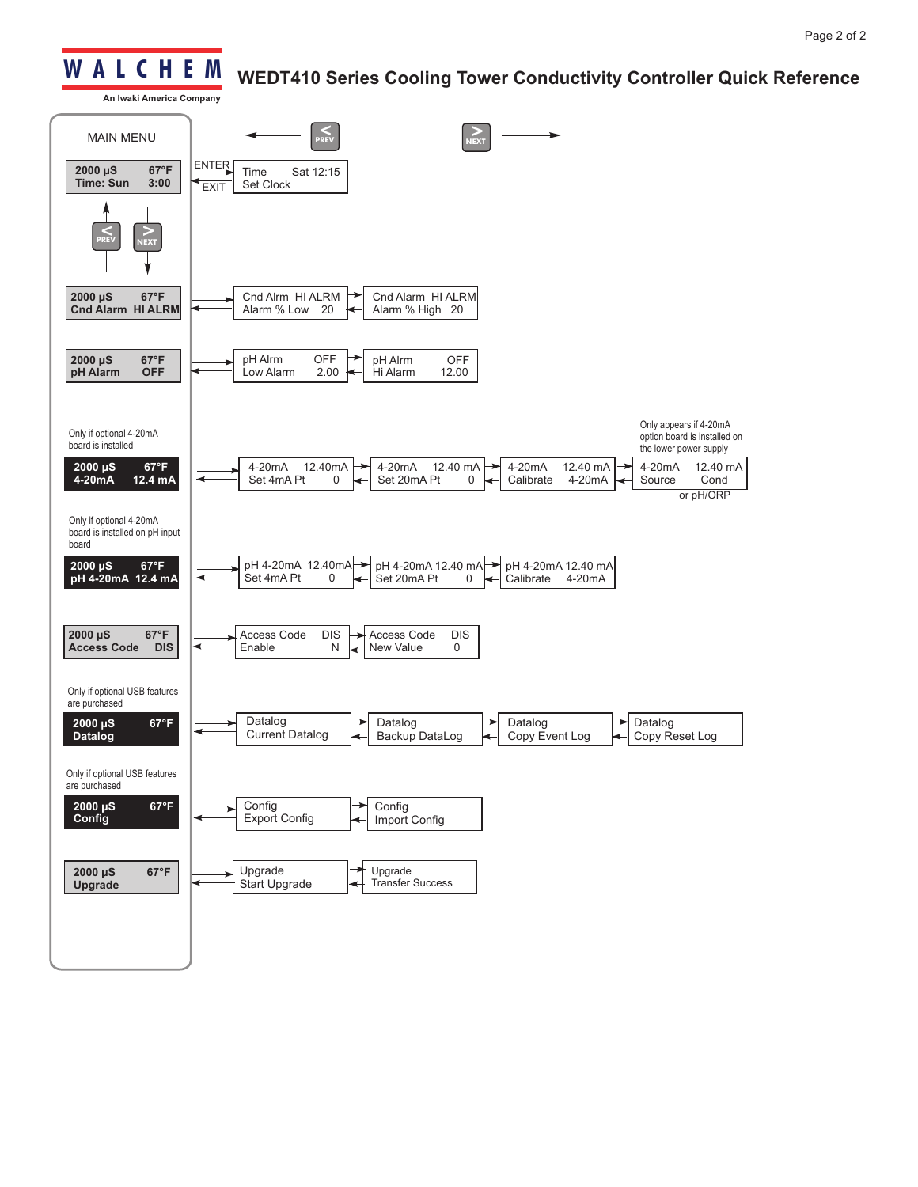WALCHEM

An Iwaki America Company

# WEDT410 Series Cooling Tower Conductivity Controller Quick Reference

PREV ← → NEXT

MAIN MENU

| Main Menu | | | | |
|---|---|---|---|---|
| 2000 µS 67°F<br>Time: Sun 3:00 | ENTER / EXIT ↔ Time Sat 12:15<br>Set Clock | | | |
| 2000 µS 67°F<br>Cnd Alarm HI ALRM | Cnd Alrm HI ALRM<br>Alarm % Low 20 | Cnd Alarm HI ALRM<br>Alarm % High 20 | | |
| 2000 µS 67°F<br>pH Alarm OFF | pH Alrm OFF<br>Low Alarm 2.00 | pH Alrm OFF<br>Hi Alarm 12.00 | | |
| Only if optional 4-20mA board is installed<br>2000 µS 67°F<br>4-20mA 12.4 mA | 4-20mA 12.40mA<br>Set 4mA Pt 0 | 4-20mA 12.40 mA<br>Set 20mA Pt 0 | 4-20mA 12.40 mA<br>Calibrate 4-20mA | Only appears if 4-20mA option board is installed on the lower power supply<br>4-20mA 12.40 mA<br>Source Cond<br>or pH/ORP |
| Only if optional 4-20mA board is installed on pH input board<br>2000 µS 67°F<br>pH 4-20mA 12.4 mA | pH 4-20mA 12.40mA<br>Set 4mA Pt 0 | pH 4-20mA 12.40 mA<br>Set 20mA Pt 0 | pH 4-20mA 12.40 mA<br>Calibrate 4-20mA | |
| 2000 µS 67°F<br>Access Code DIS | Access Code DIS<br>Enable N | Access Code DIS<br>New Value 0 | | |
| Only if optional USB features are purchased<br>2000 µS 67°F<br>Datalog | Datalog<br>Current Datalog | Datalog<br>Backup DataLog | Datalog<br>Copy Event Log | Datalog<br>Copy Reset Log |
| Only if optional USB features are purchased<br>2000 µS 67°F<br>Config | Config<br>Export Config | Config<br>Import Config | | |
| 2000 µS 67°F<br>Upgrade | Upgrade<br>Start Upgrade | Upgrade<br>Transfer Success | | |